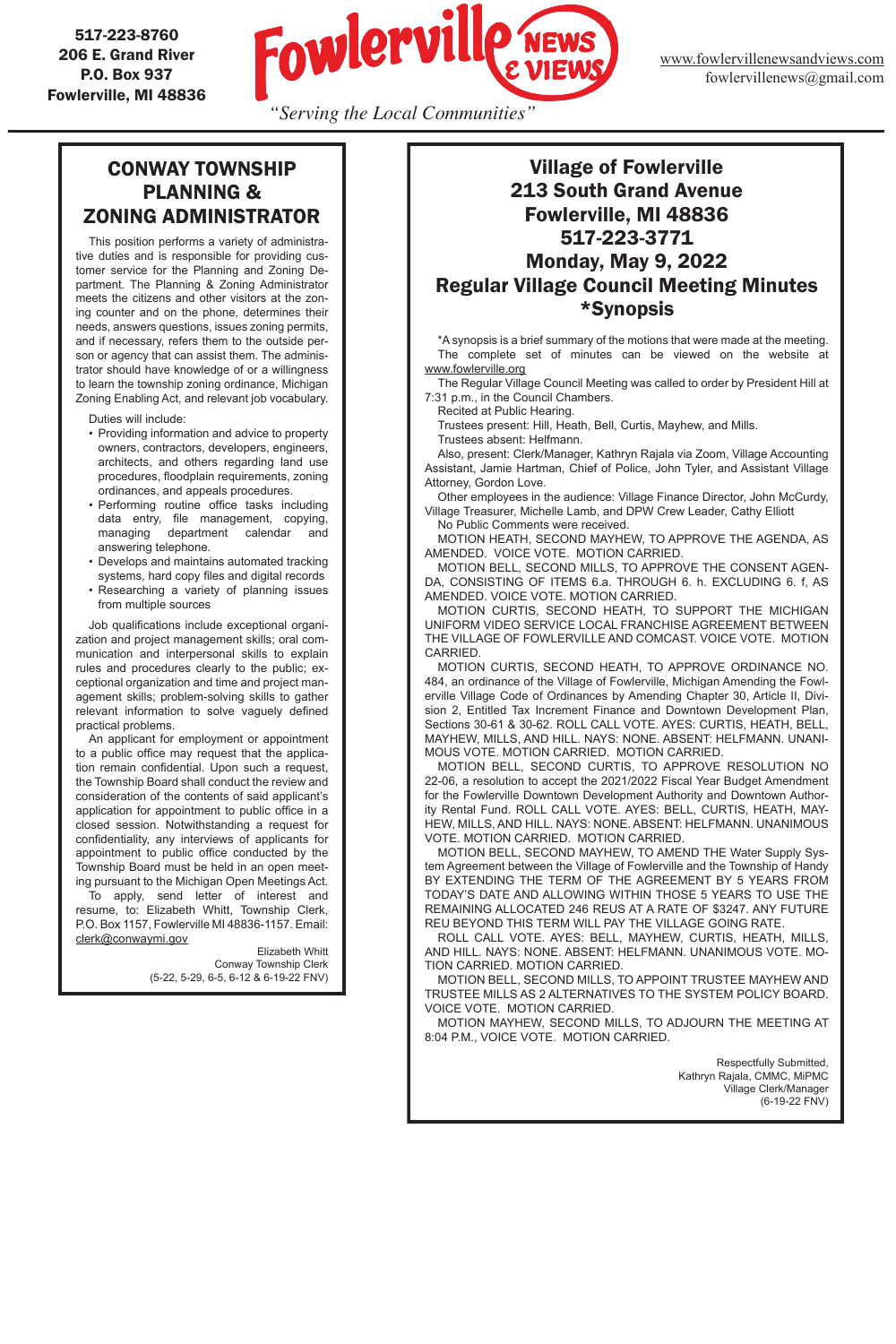517-223-8760
206 E. Grand River
P.O. Box 937
Fowlerville, MI 48836

# Fowlerville NEWS & VIEWS

*"Serving the Local Communities"*

www.fowlervillenewsandviews.com
fowlervillenews@gmail.com

## CONWAY TOWNSHIP PLANNING & ZONING ADMINISTRATOR

This position performs a variety of administrative duties and is responsible for providing customer service for the Planning and Zoning Department. The Planning & Zoning Administrator meets the citizens and other visitors at the zoning counter and on the phone, determines their needs, answers questions, issues zoning permits, and if necessary, refers them to the outside person or agency that can assist them. The administrator should have knowledge of or a willingness to learn the township zoning ordinance, Michigan Zoning Enabling Act, and relevant job vocabulary.

Duties will include:

- Providing information and advice to property owners, contractors, developers, engineers, architects, and others regarding land use procedures, floodplain requirements, zoning ordinances, and appeals procedures.
- Performing routine office tasks including data entry, file management, copying, managing department calendar and answering telephone.
- Develops and maintains automated tracking systems, hard copy files and digital records
- Researching a variety of planning issues from multiple sources

Job qualifications include exceptional organization and project management skills; oral communication and interpersonal skills to explain rules and procedures clearly to the public; exceptional organization and time and project management skills; problem-solving skills to gather relevant information to solve vaguely defined practical problems.

An applicant for employment or appointment to a public office may request that the application remain confidential. Upon such a request, the Township Board shall conduct the review and consideration of the contents of said applicant's application for appointment to public office in a closed session. Notwithstanding a request for confidentiality, any interviews of applicants for appointment to public office conducted by the Township Board must be held in an open meeting pursuant to the Michigan Open Meetings Act.

To apply, send letter of interest and resume, to: Elizabeth Whitt, Township Clerk, P.O. Box 1157, Fowlerville MI 48836-1157. Email: clerk@conwaymi.gov

Elizabeth Whitt
Conway Township Clerk
(5-22, 5-29, 6-5, 6-12 & 6-19-22 FNV)

## Village of Fowlerville
## 213 South Grand Avenue
## Fowlerville, MI 48836
## 517-223-3771
## Monday, May 9, 2022
## Regular Village Council Meeting Minutes *Synopsis

*A synopsis is a brief summary of the motions that were made at the meeting. The complete set of minutes can be viewed on the website at www.fowlerville.org

The Regular Village Council Meeting was called to order by President Hill at 7:31 p.m., in the Council Chambers.

Recited at Public Hearing.

Trustees present: Hill, Heath, Bell, Curtis, Mayhew, and Mills.

Trustees absent: Helfmann.

Also, present: Clerk/Manager, Kathryn Rajala via Zoom, Village Accounting Assistant, Jamie Hartman, Chief of Police, John Tyler, and Assistant Village Attorney, Gordon Love.

Other employees in the audience: Village Finance Director, John McCurdy, Village Treasurer, Michelle Lamb, and DPW Crew Leader, Cathy Elliott

No Public Comments were received.

MOTION HEATH, SECOND MAYHEW, TO APPROVE THE AGENDA, AS AMENDED. VOICE VOTE. MOTION CARRIED.

MOTION BELL, SECOND MILLS, TO APPROVE THE CONSENT AGENDA, CONSISTING OF ITEMS 6.a. THROUGH 6. h. EXCLUDING 6. f, AS AMENDED. VOICE VOTE. MOTION CARRIED.

MOTION CURTIS, SECOND HEATH, TO SUPPORT THE MICHIGAN UNIFORM VIDEO SERVICE LOCAL FRANCHISE AGREEMENT BETWEEN THE VILLAGE OF FOWLERVILLE AND COMCAST. VOICE VOTE. MOTION CARRIED.

MOTION CURTIS, SECOND HEATH, TO APPROVE ORDINANCE NO. 484, an ordinance of the Village of Fowlerville, Michigan Amending the Fowlerville Village Code of Ordinances by Amending Chapter 30, Article II, Division 2, Entitled Tax Increment Finance and Downtown Development Plan, Sections 30-61 & 30-62. ROLL CALL VOTE. AYES: CURTIS, HEATH, BELL, MAYHEW, MILLS, AND HILL. NAYS: NONE. ABSENT: HELFMANN. UNANIMOUS VOTE. MOTION CARRIED. MOTION CARRIED.

MOTION BELL, SECOND CURTIS, TO APPROVE RESOLUTION NO 22-06, a resolution to accept the 2021/2022 Fiscal Year Budget Amendment for the Fowlerville Downtown Development Authority and Downtown Authority Rental Fund. ROLL CALL VOTE. AYES: BELL, CURTIS, HEATH, MAYHEW, MILLS, AND HILL. NAYS: NONE. ABSENT: HELFMANN. UNANIMOUS VOTE. MOTION CARRIED. MOTION CARRIED.

MOTION BELL, SECOND MAYHEW, TO AMEND THE Water Supply System Agreement between the Village of Fowlerville and the Township of Handy BY EXTENDING THE TERM OF THE AGREEMENT BY 5 YEARS FROM TODAY'S DATE AND ALLOWING WITHIN THOSE 5 YEARS TO USE THE REMAINING ALLOCATED 246 REUS AT A RATE OF $3247. ANY FUTURE REU BEYOND THIS TERM WILL PAY THE VILLAGE GOING RATE.

ROLL CALL VOTE. AYES: BELL, MAYHEW, CURTIS, HEATH, MILLS, AND HILL. NAYS: NONE. ABSENT: HELFMANN. UNANIMOUS VOTE. MOTION CARRIED. MOTION CARRIED.

MOTION BELL, SECOND MILLS, TO APPOINT TRUSTEE MAYHEW AND TRUSTEE MILLS AS 2 ALTERNATIVES TO THE SYSTEM POLICY BOARD. VOICE VOTE. MOTION CARRIED.

MOTION MAYHEW, SECOND MILLS, TO ADJOURN THE MEETING AT 8:04 P.M., VOICE VOTE. MOTION CARRIED.

Respectfully Submitted,
Kathryn Rajala, CMMC, MiPMC
Village Clerk/Manager
(6-19-22 FNV)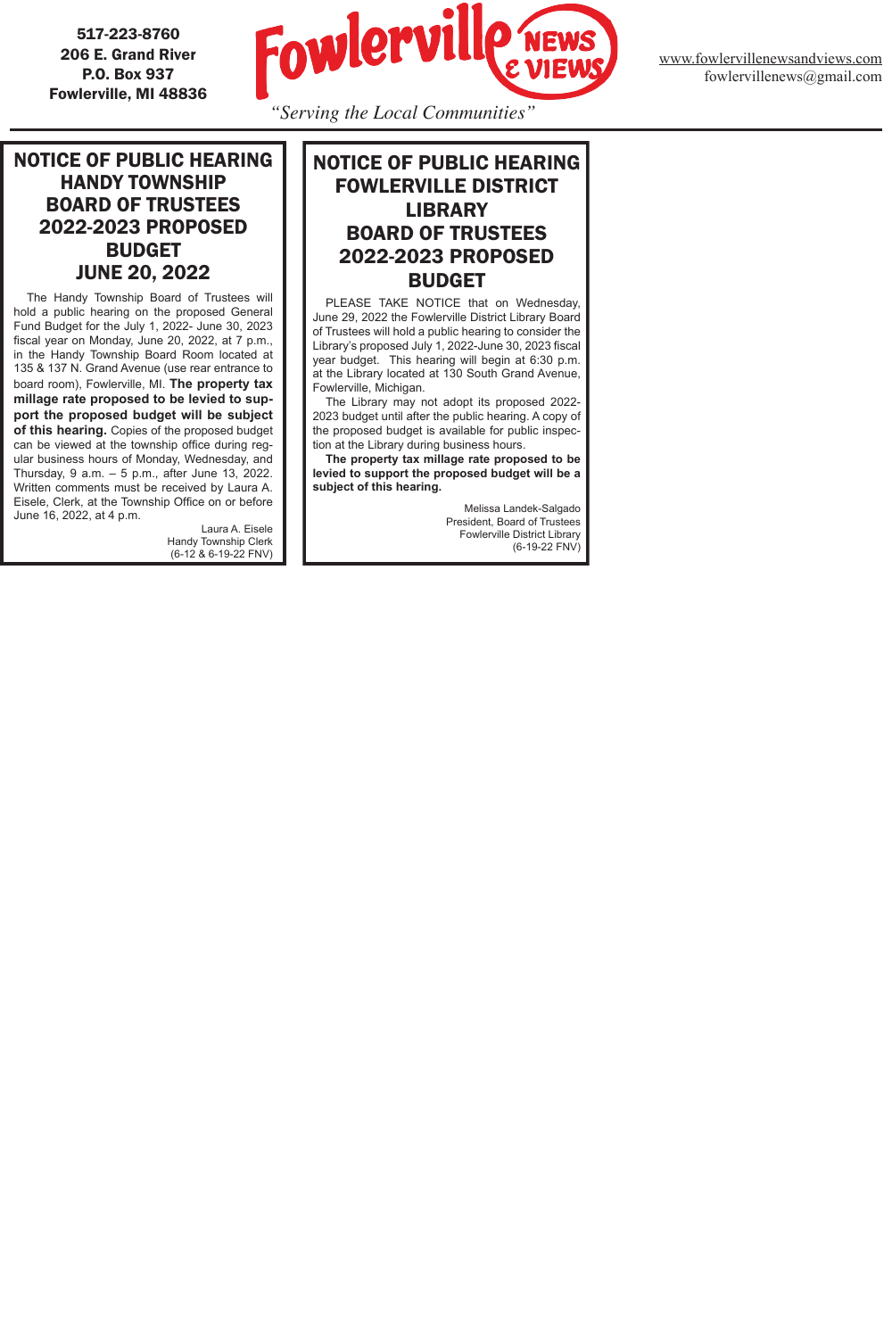517-223-8760
206 E. Grand River
P.O. Box 937
Fowlerville, MI 48836

Fowlerville NEWS & VIEWS

*"Serving the Local Communities"*

www.fowlervillenewsandviews.com
fowlervillenews@gmail.com

## NOTICE OF PUBLIC HEARING HANDY TOWNSHIP BOARD OF TRUSTEES 2022-2023 PROPOSED BUDGET JUNE 20, 2022

The Handy Township Board of Trustees will hold a public hearing on the proposed General Fund Budget for the July 1, 2022- June 30, 2023 fiscal year on Monday, June 20, 2022, at 7 p.m., in the Handy Township Board Room located at 135 & 137 N. Grand Avenue (use rear entrance to board room), Fowlerville, MI. **The property tax millage rate proposed to be levied to support the proposed budget will be subject of this hearing.** Copies of the proposed budget can be viewed at the township office during regular business hours of Monday, Wednesday, and Thursday, 9 a.m. – 5 p.m., after June 13, 2022. Written comments must be received by Laura A. Eisele, Clerk, at the Township Office on or before June 16, 2022, at 4 p.m.

Laura A. Eisele
Handy Township Clerk
(6-12 & 6-19-22 FNV)

## NOTICE OF PUBLIC HEARING FOWLERVILLE DISTRICT LIBRARY BOARD OF TRUSTEES 2022-2023 PROPOSED BUDGET

PLEASE TAKE NOTICE that on Wednesday, June 29, 2022 the Fowlerville District Library Board of Trustees will hold a public hearing to consider the Library's proposed July 1, 2022-June 30, 2023 fiscal year budget. This hearing will begin at 6:30 p.m. at the Library located at 130 South Grand Avenue, Fowlerville, Michigan.

The Library may not adopt its proposed 2022-2023 budget until after the public hearing. A copy of the proposed budget is available for public inspection at the Library during business hours.

**The property tax millage rate proposed to be levied to support the proposed budget will be a subject of this hearing.**

Melissa Landek-Salgado
President, Board of Trustees
Fowlerville District Library
(6-19-22 FNV)